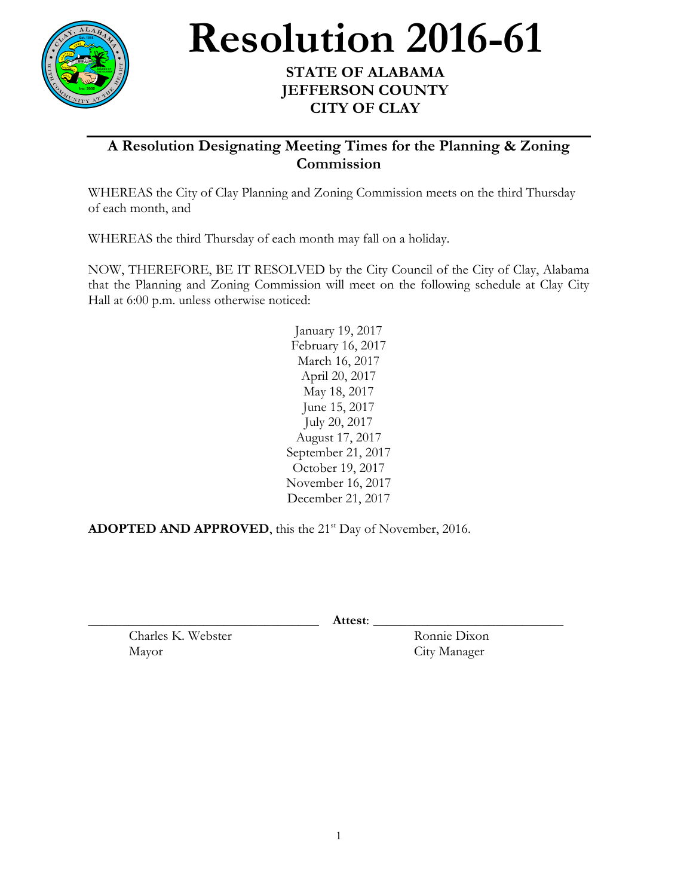# Resolution 2016-61

**STATE OF ALABAMA**
**JEFFERSON COUNTY**
**CITY OF CLAY**

## A Resolution Designating Meeting Times for the Planning & Zoning Commission

WHEREAS the City of Clay Planning and Zoning Commission meets on the third Thursday of each month, and

WHEREAS the third Thursday of each month may fall on a holiday.

NOW, THEREFORE, BE IT RESOLVED by the City Council of the City of Clay, Alabama that the Planning and Zoning Commission will meet on the following schedule at Clay City Hall at 6:00 p.m. unless otherwise noticed:

January 19, 2017
February 16, 2017
March 16, 2017
April 20, 2017
May 18, 2017
June 15, 2017
July 20, 2017
August 17, 2017
September 21, 2017
October 19, 2017
November 16, 2017
December 21, 2017

**ADOPTED AND APPROVED**, this the 21st Day of November, 2016.

\_\_\_\_\_\_\_\_\_\_\_\_\_\_\_\_\_\_\_\_\_\_\_\_\_\_\_\_\_\_\_\_\_\_ **Attest**: \_\_\_\_\_\_\_\_\_\_\_\_\_\_\_\_\_\_\_\_\_\_\_\_\_\_\_\_

Charles K. Webster
Mayor

Ronnie Dixon
City Manager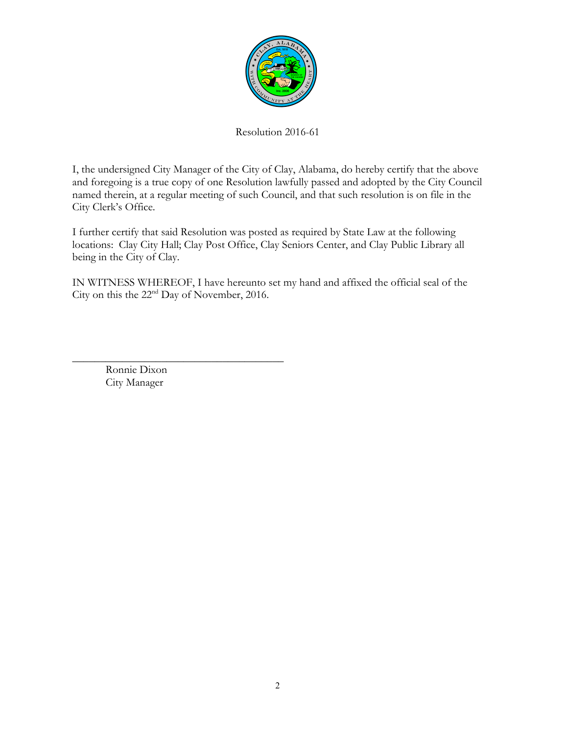Resolution 2016-61

I, the undersigned City Manager of the City of Clay, Alabama, do hereby certify that the above and foregoing is a true copy of one Resolution lawfully passed and adopted by the City Council named therein, at a regular meeting of such Council, and that such resolution is on file in the City Clerk's Office.

I further certify that said Resolution was posted as required by State Law at the following locations: Clay City Hall; Clay Post Office, Clay Seniors Center, and Clay Public Library all being in the City of Clay.

IN WITNESS WHEREOF, I have hereunto set my hand and affixed the official seal of the City on this the 22nd Day of November, 2016.

\_\_\_\_\_\_\_\_\_\_\_\_\_\_\_\_\_\_\_\_\_\_\_\_\_\_\_\_\_\_\_\_\_\_\_\_\_\_\_

Ronnie Dixon
City Manager